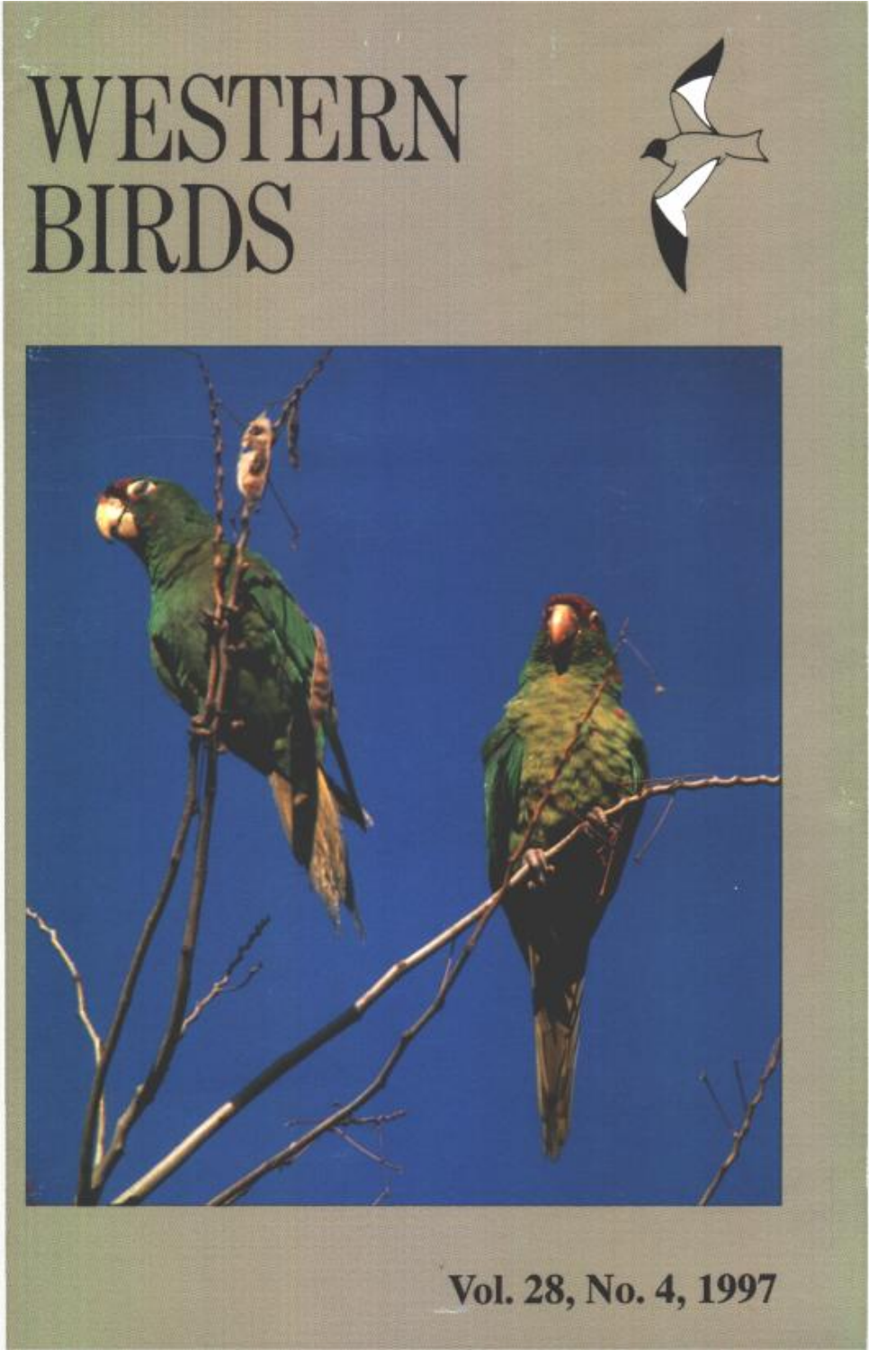# WESTERN BIRDS

Vol. 28, No. 4, 1997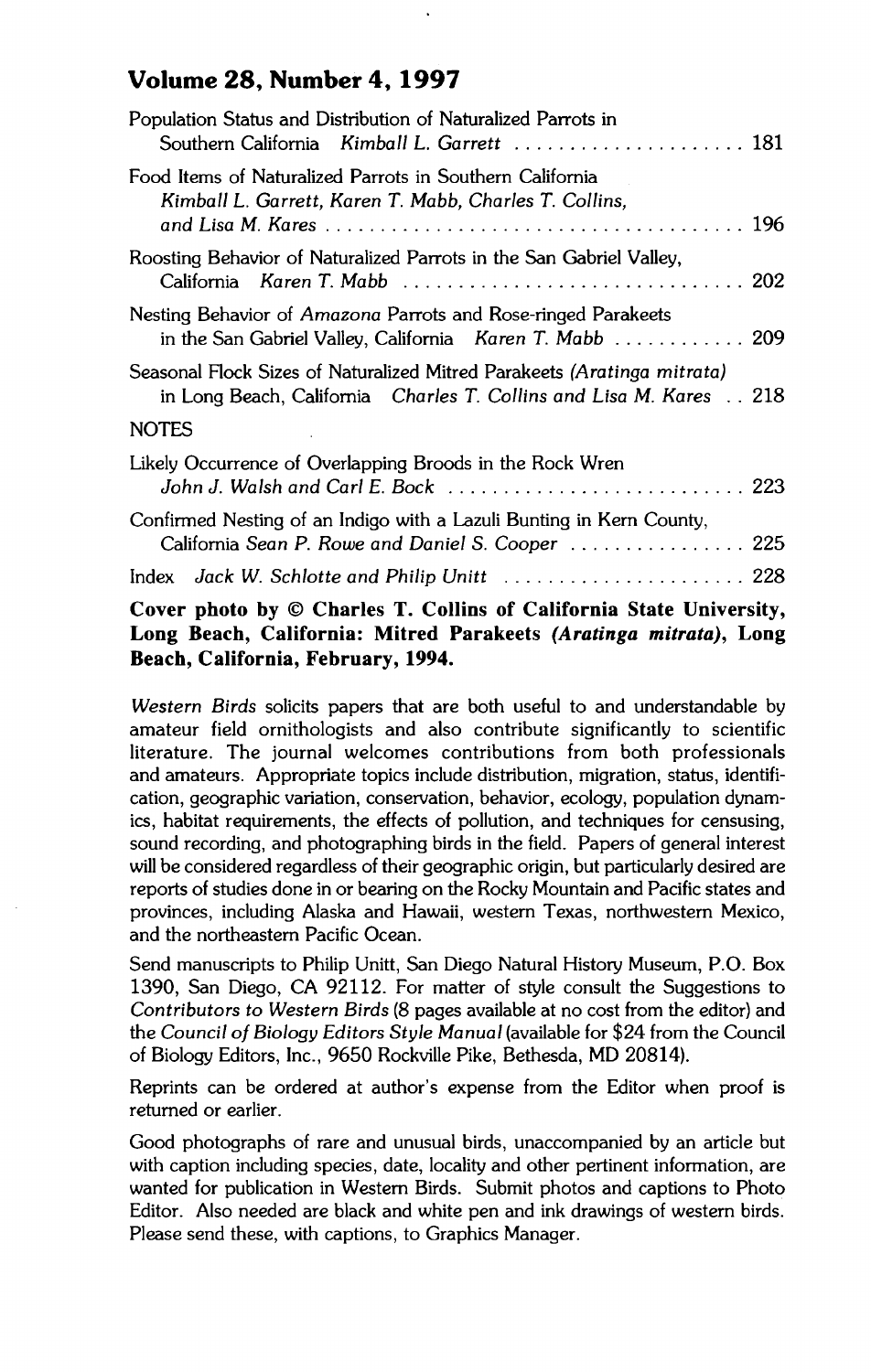## Volume 28, Number 4, 1997

Population Status and Distribution of Naturalized Parrots in Southern California *Kimball L. Garrett* ..................... 181

Food Items of Naturalized Parrots in Southern California *Kimball L. Garrett, Karen T. Mabb, Charles T. Collins, and Lisa M. Kares* ..................... 196

Roosting Behavior of Naturalized Parrots in the San Gabriel Valley, California *Karen T. Mabb* ..................... 202

Nesting Behavior of *Amazona* Parrots and Rose-ringed Parakeets in the San Gabriel Valley, California *Karen T. Mabb* ..................... 209

Seasonal Flock Sizes of Naturalized Mitred Parakeets *(Aratinga mitrata)* in Long Beach, California *Charles T. Collins and Lisa M. Kares* .. 218

NOTES

Likely Occurrence of Overlapping Broods in the Rock Wren *John J. Walsh and Carl E. Bock* ..................... 223

Confirmed Nesting of an Indigo with a Lazuli Bunting in Kern County, California *Sean P. Rowe and Daniel S. Cooper* ..................... 225

Index *Jack W. Schlotte and Philip Unitt* ..................... 228

**Cover photo by © Charles T. Collins of California State University, Long Beach, California: Mitred Parakeets *(Aratinga mitrata)*, Long Beach, California, February, 1994.**

*Western Birds* solicits papers that are both useful to and understandable by amateur field ornithologists and also contribute significantly to scientific literature. The journal welcomes contributions from both professionals and amateurs. Appropriate topics include distribution, migration, status, identification, geographic variation, conservation, behavior, ecology, population dynamics, habitat requirements, the effects of pollution, and techniques for censusing, sound recording, and photographing birds in the field. Papers of general interest will be considered regardless of their geographic origin, but particularly desired are reports of studies done in or bearing on the Rocky Mountain and Pacific states and provinces, including Alaska and Hawaii, western Texas, northwestern Mexico, and the northeastern Pacific Ocean.

Send manuscripts to Philip Unitt, San Diego Natural History Museum, P.O. Box 1390, San Diego, CA 92112. For matter of style consult the Suggestions to *Contributors to Western Birds* (8 pages available at no cost from the editor) and the *Council of Biology Editors Style Manual* (available for $24 from the Council of Biology Editors, Inc., 9650 Rockville Pike, Bethesda, MD 20814).

Reprints can be ordered at author's expense from the Editor when proof is returned or earlier.

Good photographs of rare and unusual birds, unaccompanied by an article but with caption including species, date, locality and other pertinent information, are wanted for publication in Western Birds. Submit photos and captions to Photo Editor. Also needed are black and white pen and ink drawings of western birds. Please send these, with captions, to Graphics Manager.